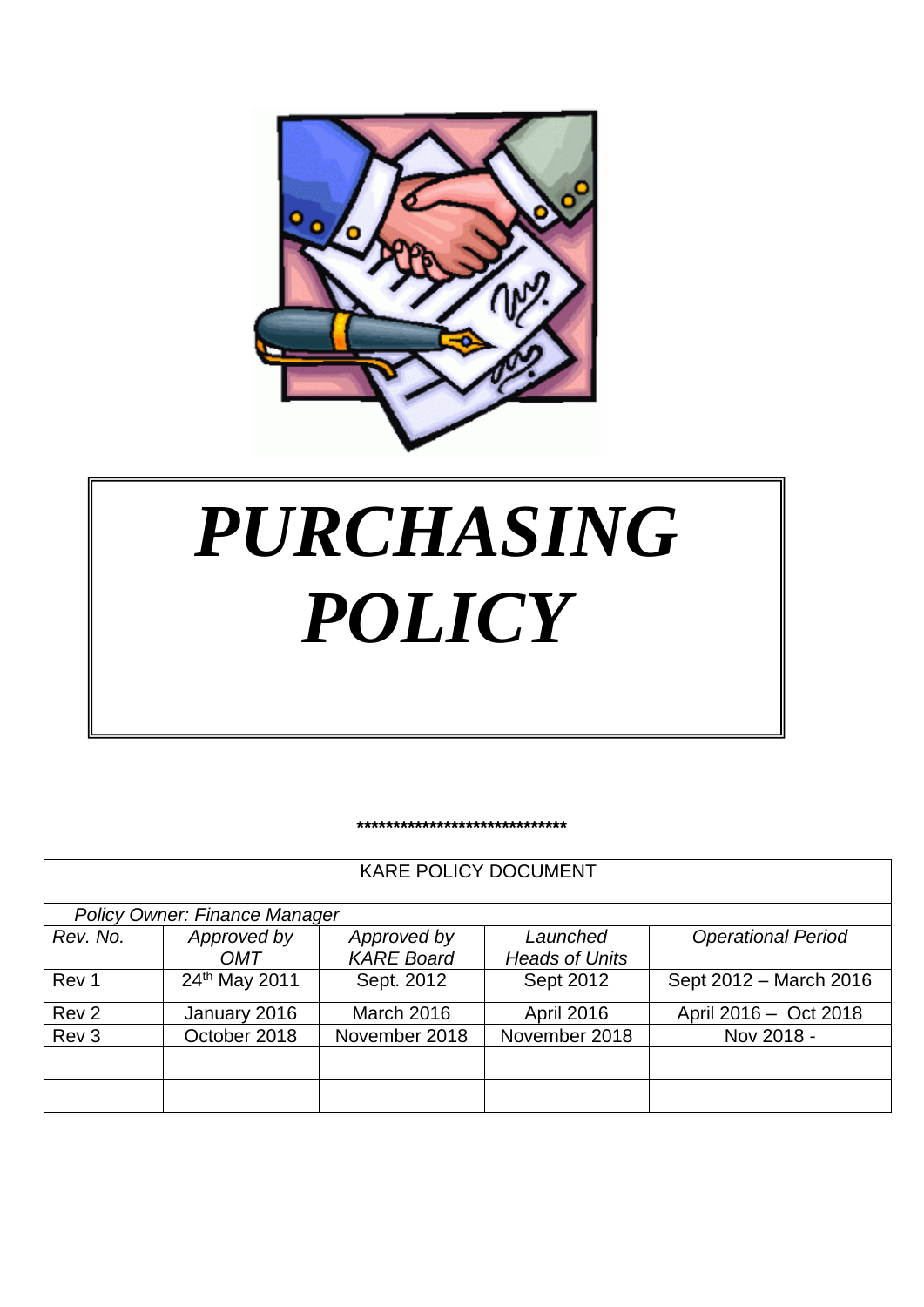# *PURCHASING POLICY*

******************************

| KARE POLICY DOCUMENT | | | | |
|---|---|---|---|---|
| *Policy Owner: Finance Manager* | | | | |
| *Rev. No.* | *Approved by OMT* | *Approved by KARE Board* | *Launched Heads of Units* | *Operational Period* |
| Rev 1 | 24th May 2011 | Sept. 2012 | Sept 2012 | Sept 2012 – March 2016 |
| Rev 2 | January 2016 | March 2016 | April 2016 | April 2016 – Oct 2018 |
| Rev 3 | October 2018 | November 2018 | November 2018 | Nov 2018 - |
| | | | | |
| | | | | |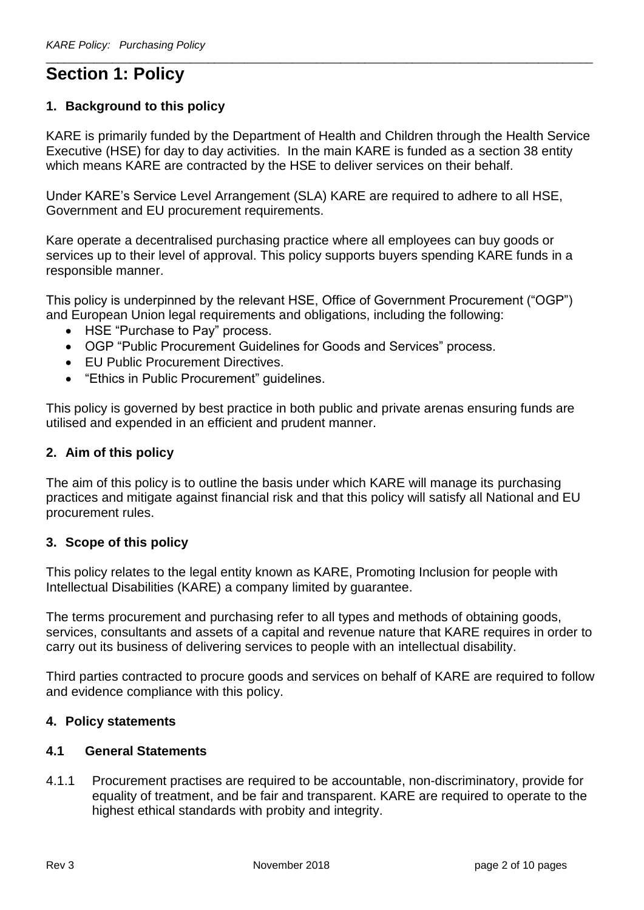# Section 1: Policy

## 1. Background to this policy

KARE is primarily funded by the Department of Health and Children through the Health Service Executive (HSE) for day to day activities. In the main KARE is funded as a section 38 entity which means KARE are contracted by the HSE to deliver services on their behalf.

Under KARE's Service Level Arrangement (SLA) KARE are required to adhere to all HSE, Government and EU procurement requirements.

Kare operate a decentralised purchasing practice where all employees can buy goods or services up to their level of approval. This policy supports buyers spending KARE funds in a responsible manner.

This policy is underpinned by the relevant HSE, Office of Government Procurement ("OGP") and European Union legal requirements and obligations, including the following:

- HSE "Purchase to Pay" process.
- OGP "Public Procurement Guidelines for Goods and Services" process.
- EU Public Procurement Directives.
- "Ethics in Public Procurement" guidelines.

This policy is governed by best practice in both public and private arenas ensuring funds are utilised and expended in an efficient and prudent manner.

## 2. Aim of this policy

The aim of this policy is to outline the basis under which KARE will manage its purchasing practices and mitigate against financial risk and that this policy will satisfy all National and EU procurement rules.

## 3. Scope of this policy

This policy relates to the legal entity known as KARE, Promoting Inclusion for people with Intellectual Disabilities (KARE) a company limited by guarantee.

The terms procurement and purchasing refer to all types and methods of obtaining goods, services, consultants and assets of a capital and revenue nature that KARE requires in order to carry out its business of delivering services to people with an intellectual disability.

Third parties contracted to procure goods and services on behalf of KARE are required to follow and evidence compliance with this policy.

## 4. Policy statements

### 4.1 General Statements

4.1.1 Procurement practises are required to be accountable, non-discriminatory, provide for equality of treatment, and be fair and transparent. KARE are required to operate to the highest ethical standards with probity and integrity.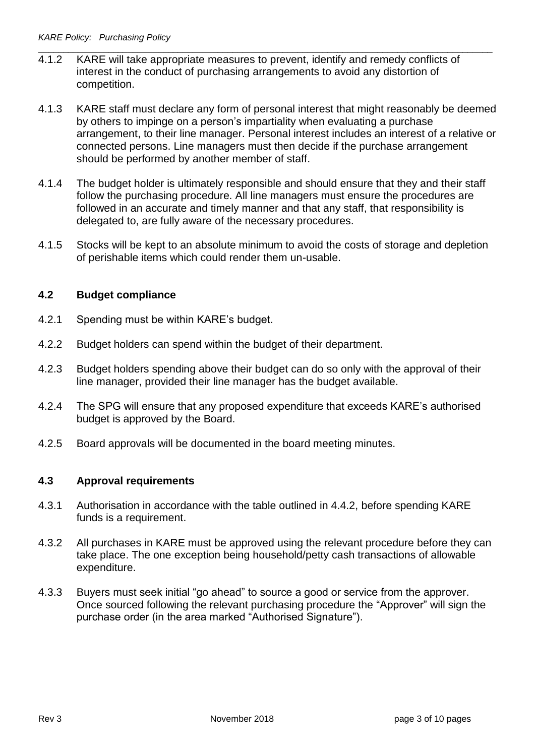4.1.2 KARE will take appropriate measures to prevent, identify and remedy conflicts of interest in the conduct of purchasing arrangements to avoid any distortion of competition.

4.1.3 KARE staff must declare any form of personal interest that might reasonably be deemed by others to impinge on a person's impartiality when evaluating a purchase arrangement, to their line manager. Personal interest includes an interest of a relative or connected persons. Line managers must then decide if the purchase arrangement should be performed by another member of staff.

4.1.4 The budget holder is ultimately responsible and should ensure that they and their staff follow the purchasing procedure. All line managers must ensure the procedures are followed in an accurate and timely manner and that any staff, that responsibility is delegated to, are fully aware of the necessary procedures.

4.1.5 Stocks will be kept to an absolute minimum to avoid the costs of storage and depletion of perishable items which could render them un-usable.

### 4.2 Budget compliance

4.2.1 Spending must be within KARE's budget.

4.2.2 Budget holders can spend within the budget of their department.

4.2.3 Budget holders spending above their budget can do so only with the approval of their line manager, provided their line manager has the budget available.

4.2.4 The SPG will ensure that any proposed expenditure that exceeds KARE's authorised budget is approved by the Board.

4.2.5 Board approvals will be documented in the board meeting minutes.

### 4.3 Approval requirements

4.3.1 Authorisation in accordance with the table outlined in 4.4.2, before spending KARE funds is a requirement.

4.3.2 All purchases in KARE must be approved using the relevant procedure before they can take place. The one exception being household/petty cash transactions of allowable expenditure.

4.3.3 Buyers must seek initial "go ahead" to source a good or service from the approver. Once sourced following the relevant purchasing procedure the "Approver" will sign the purchase order (in the area marked "Authorised Signature").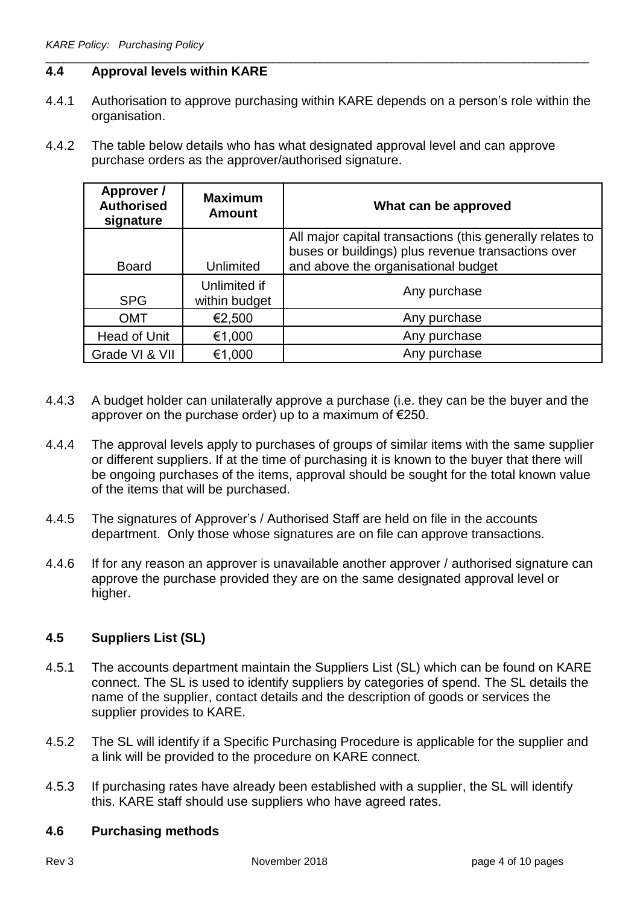### 4.4 Approval levels within KARE

4.4.1 Authorisation to approve purchasing within KARE depends on a person's role within the organisation.

4.4.2 The table below details who has what designated approval level and can approve purchase orders as the approver/authorised signature.

| Approver / Authorised signature | Maximum Amount | What can be approved |
|---|---|---|
| Board | Unlimited | All major capital transactions (this generally relates to buses or buildings) plus revenue transactions over and above the organisational budget |
| SPG | Unlimited if within budget | Any purchase |
| OMT | €2,500 | Any purchase |
| Head of Unit | €1,000 | Any purchase |
| Grade VI & VII | €1,000 | Any purchase |

4.4.3 A budget holder can unilaterally approve a purchase (i.e. they can be the buyer and the approver on the purchase order) up to a maximum of €250.

4.4.4 The approval levels apply to purchases of groups of similar items with the same supplier or different suppliers. If at the time of purchasing it is known to the buyer that there will be ongoing purchases of the items, approval should be sought for the total known value of the items that will be purchased.

4.4.5 The signatures of Approver's / Authorised Staff are held on file in the accounts department. Only those whose signatures are on file can approve transactions.

4.4.6 If for any reason an approver is unavailable another approver / authorised signature can approve the purchase provided they are on the same designated approval level or higher.

### 4.5 Suppliers List (SL)

4.5.1 The accounts department maintain the Suppliers List (SL) which can be found on KARE connect. The SL is used to identify suppliers by categories of spend. The SL details the name of the supplier, contact details and the description of goods or services the supplier provides to KARE.

4.5.2 The SL will identify if a Specific Purchasing Procedure is applicable for the supplier and a link will be provided to the procedure on KARE connect.

4.5.3 If purchasing rates have already been established with a supplier, the SL will identify this. KARE staff should use suppliers who have agreed rates.

### 4.6 Purchasing methods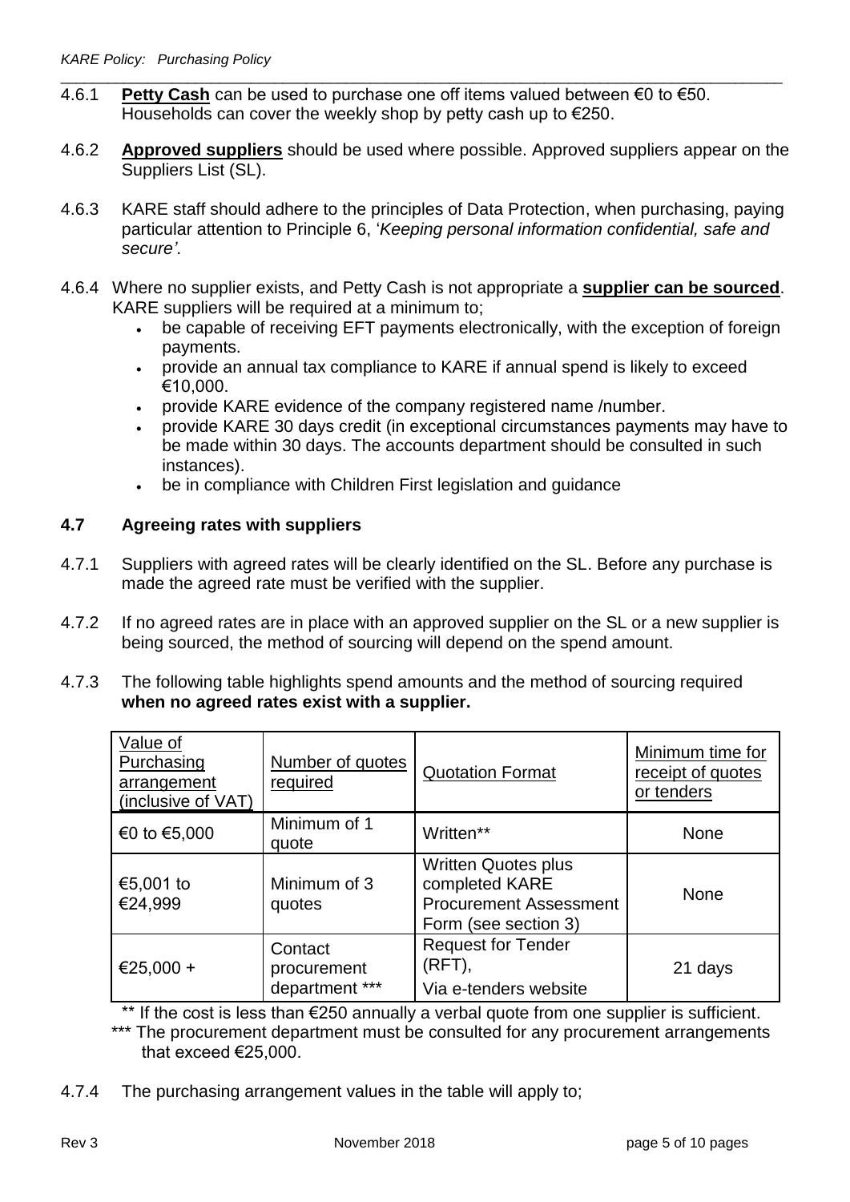4.6.1 **Petty Cash** can be used to purchase one off items valued between €0 to €50. Households can cover the weekly shop by petty cash up to €250.

4.6.2 **Approved suppliers** should be used where possible. Approved suppliers appear on the Suppliers List (SL).

4.6.3 KARE staff should adhere to the principles of Data Protection, when purchasing, paying particular attention to Principle 6, '*Keeping personal information confidential, safe and secure'*.

4.6.4 Where no supplier exists, and Petty Cash is not appropriate a **supplier can be sourced**. KARE suppliers will be required at a minimum to;

- be capable of receiving EFT payments electronically, with the exception of foreign payments.
- provide an annual tax compliance to KARE if annual spend is likely to exceed €10,000.
- provide KARE evidence of the company registered name /number.
- provide KARE 30 days credit (in exceptional circumstances payments may have to be made within 30 days. The accounts department should be consulted in such instances).
- be in compliance with Children First legislation and guidance

### 4.7 Agreeing rates with suppliers

4.7.1 Suppliers with agreed rates will be clearly identified on the SL. Before any purchase is made the agreed rate must be verified with the supplier.

4.7.2 If no agreed rates are in place with an approved supplier on the SL or a new supplier is being sourced, the method of sourcing will depend on the spend amount.

4.7.3 The following table highlights spend amounts and the method of sourcing required **when no agreed rates exist with a supplier.**

| Value of Purchasing arrangement (inclusive of VAT) | Number of quotes required | Quotation Format | Minimum time for receipt of quotes or tenders |
|---|---|---|---|
| €0 to €5,000 | Minimum of 1 quote | Written** | None |
| €5,001 to €24,999 | Minimum of 3 quotes | Written Quotes plus completed KARE Procurement Assessment Form (see section 3) | None |
| €25,000 + | Contact procurement department *** | Request for Tender (RFT), Via e-tenders website | 21 days |

** If the cost is less than €250 annually a verbal quote from one supplier is sufficient.

*** The procurement department must be consulted for any procurement arrangements that exceed €25,000.

4.7.4 The purchasing arrangement values in the table will apply to;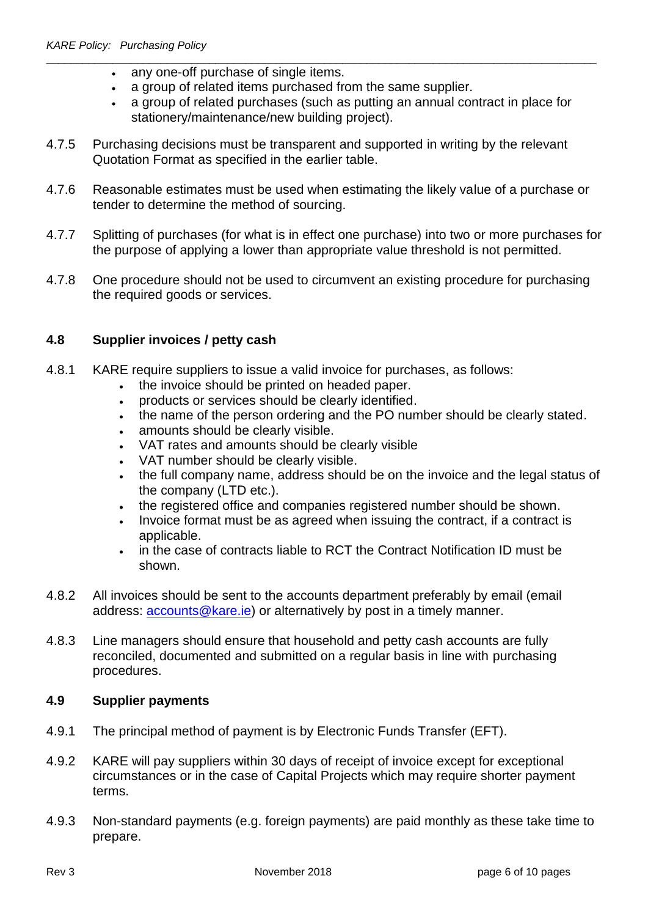- any one-off purchase of single items.
- a group of related items purchased from the same supplier.
- a group of related purchases (such as putting an annual contract in place for stationery/maintenance/new building project).

4.7.5 Purchasing decisions must be transparent and supported in writing by the relevant Quotation Format as specified in the earlier table.

4.7.6 Reasonable estimates must be used when estimating the likely value of a purchase or tender to determine the method of sourcing.

4.7.7 Splitting of purchases (for what is in effect one purchase) into two or more purchases for the purpose of applying a lower than appropriate value threshold is not permitted.

4.7.8 One procedure should not be used to circumvent an existing procedure for purchasing the required goods or services.

### 4.8 Supplier invoices / petty cash

4.8.1 KARE require suppliers to issue a valid invoice for purchases, as follows:

- the invoice should be printed on headed paper.
- products or services should be clearly identified.
- the name of the person ordering and the PO number should be clearly stated.
- amounts should be clearly visible.
- VAT rates and amounts should be clearly visible
- VAT number should be clearly visible.
- the full company name, address should be on the invoice and the legal status of the company (LTD etc.).
- the registered office and companies registered number should be shown.
- Invoice format must be as agreed when issuing the contract, if a contract is applicable.
- in the case of contracts liable to RCT the Contract Notification ID must be shown.

4.8.2 All invoices should be sent to the accounts department preferably by email (email address: accounts@kare.ie) or alternatively by post in a timely manner.

4.8.3 Line managers should ensure that household and petty cash accounts are fully reconciled, documented and submitted on a regular basis in line with purchasing procedures.

### 4.9 Supplier payments

4.9.1 The principal method of payment is by Electronic Funds Transfer (EFT).

4.9.2 KARE will pay suppliers within 30 days of receipt of invoice except for exceptional circumstances or in the case of Capital Projects which may require shorter payment terms.

4.9.3 Non-standard payments (e.g. foreign payments) are paid monthly as these take time to prepare.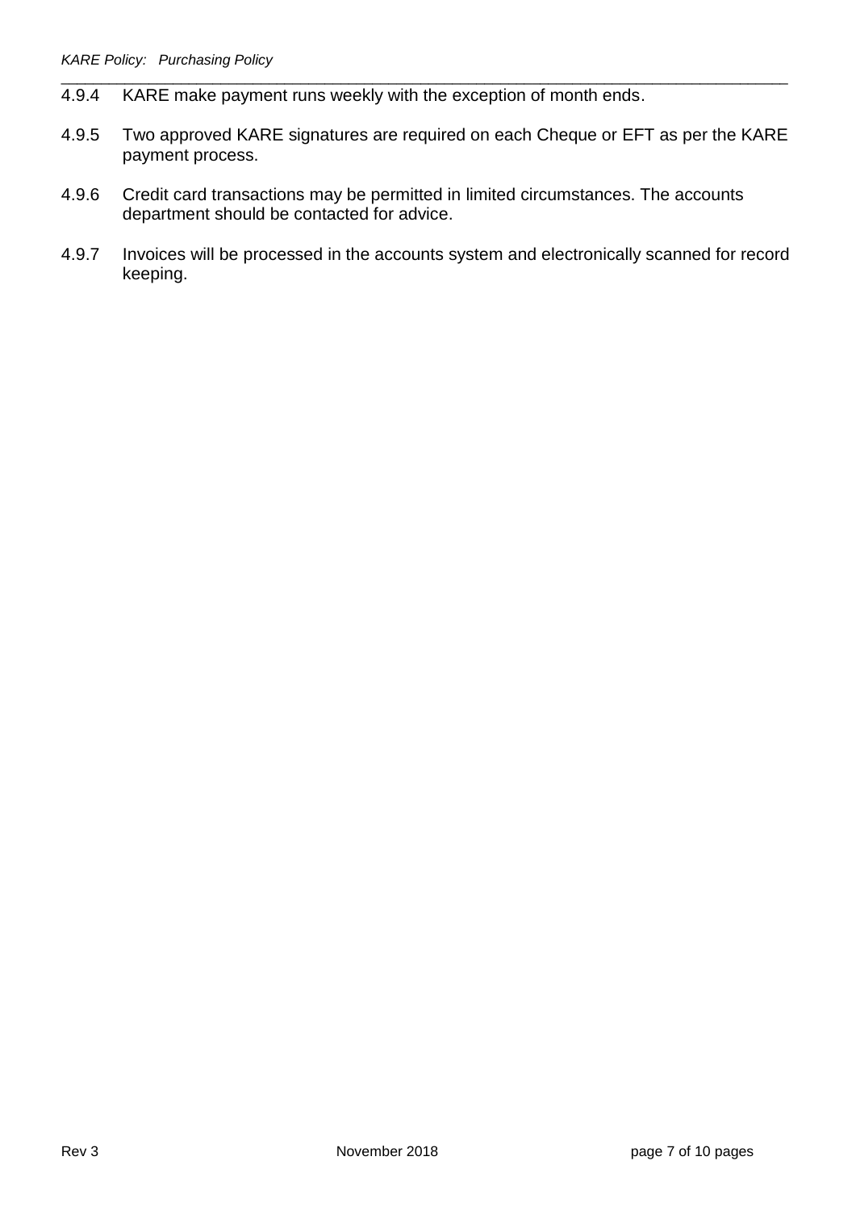4.9.4 KARE make payment runs weekly with the exception of month ends.

4.9.5 Two approved KARE signatures are required on each Cheque or EFT as per the KARE payment process.

4.9.6 Credit card transactions may be permitted in limited circumstances. The accounts department should be contacted for advice.

4.9.7 Invoices will be processed in the accounts system and electronically scanned for record keeping.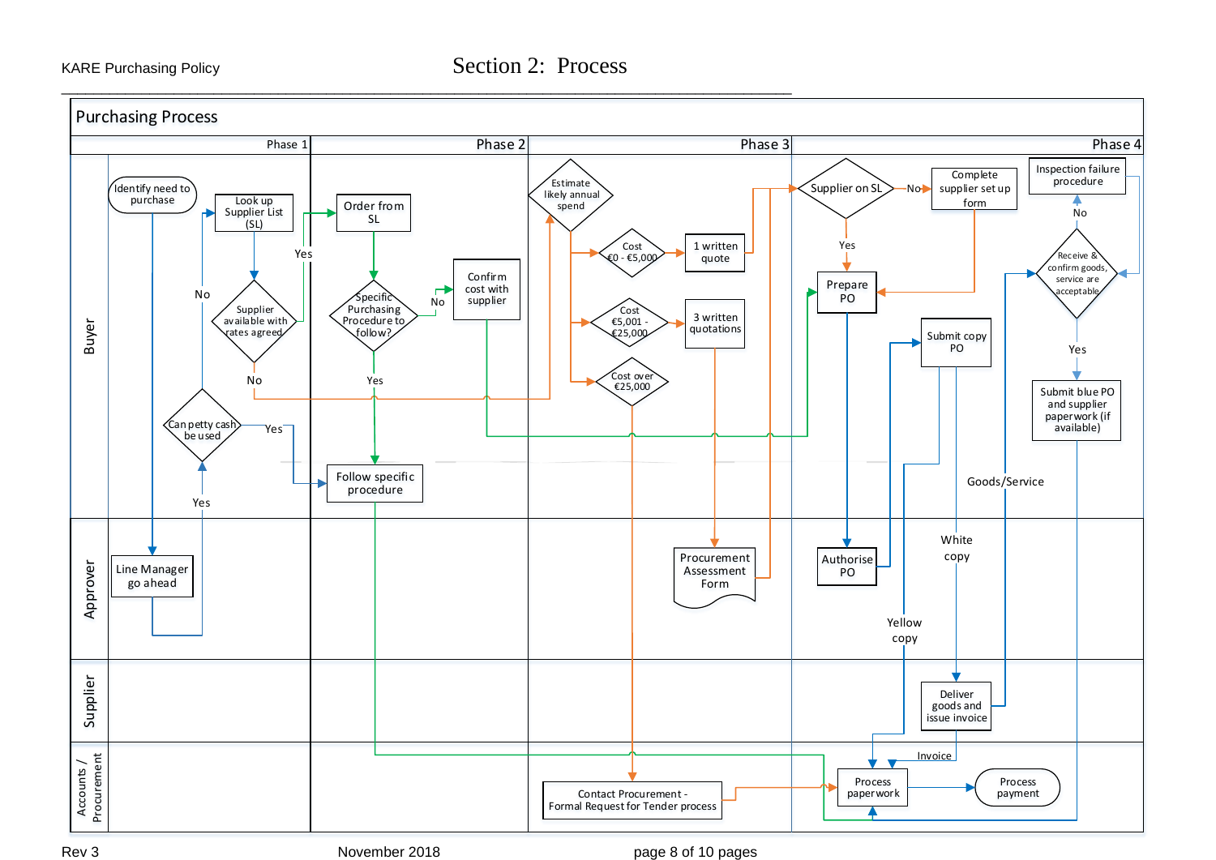# Section 2: Process

## Purchasing Process

Phase 1

Phase 2

Phase 3

Phase 4

Buyer

Approver

Supplier

Accounts / Procurement

Identify need to purchase

Look up Supplier List (SL)

Supplier available with rates agreed

Yes

No

No

Can petty cash be used

Yes

Yes

Line Manager go ahead

Order from SL

Specific Purchasing Procedure to follow?

No

Confirm cost with supplier

Yes

Follow specific procedure

Estimate likely annual spend

Cost €0 - €5,000

1 written quote

Cost €5,001 - €25,000

3 written quotations

Cost over €25,000

Procurement Assessment Form

Contact Procurement - Formal Request for Tender process

Supplier on SL

No

Complete supplier set up form

Yes

Prepare PO

Authorise PO

Submit copy PO

Yellow copy

White copy

Goods/Service

Deliver goods and issue invoice

Invoice

Process paperwork

Process payment

Inspection failure procedure

No

Receive & confirm goods, service are acceptable

Yes

Submit blue PO and supplier paperwork (if available)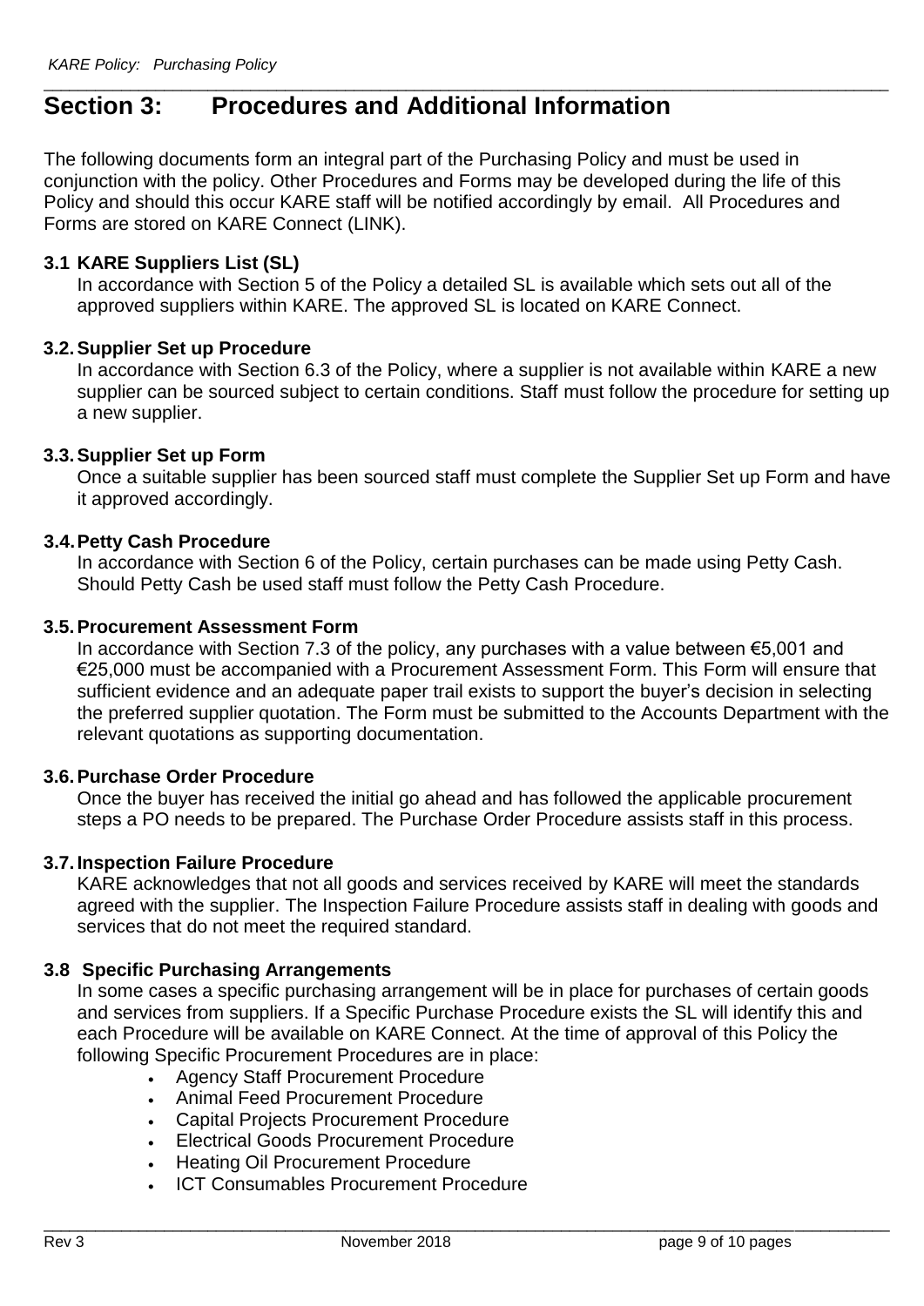# Section 3: Procedures and Additional Information

The following documents form an integral part of the Purchasing Policy and must be used in conjunction with the policy. Other Procedures and Forms may be developed during the life of this Policy and should this occur KARE staff will be notified accordingly by email. All Procedures and Forms are stored on KARE Connect (LINK).

### 3.1 KARE Suppliers List (SL)

In accordance with Section 5 of the Policy a detailed SL is available which sets out all of the approved suppliers within KARE. The approved SL is located on KARE Connect.

### 3.2. Supplier Set up Procedure

In accordance with Section 6.3 of the Policy, where a supplier is not available within KARE a new supplier can be sourced subject to certain conditions. Staff must follow the procedure for setting up a new supplier.

### 3.3. Supplier Set up Form

Once a suitable supplier has been sourced staff must complete the Supplier Set up Form and have it approved accordingly.

### 3.4. Petty Cash Procedure

In accordance with Section 6 of the Policy, certain purchases can be made using Petty Cash. Should Petty Cash be used staff must follow the Petty Cash Procedure.

### 3.5. Procurement Assessment Form

In accordance with Section 7.3 of the policy, any purchases with a value between €5,001 and €25,000 must be accompanied with a Procurement Assessment Form. This Form will ensure that sufficient evidence and an adequate paper trail exists to support the buyer's decision in selecting the preferred supplier quotation. The Form must be submitted to the Accounts Department with the relevant quotations as supporting documentation.

### 3.6. Purchase Order Procedure

Once the buyer has received the initial go ahead and has followed the applicable procurement steps a PO needs to be prepared. The Purchase Order Procedure assists staff in this process.

### 3.7. Inspection Failure Procedure

KARE acknowledges that not all goods and services received by KARE will meet the standards agreed with the supplier. The Inspection Failure Procedure assists staff in dealing with goods and services that do not meet the required standard.

### 3.8 Specific Purchasing Arrangements

In some cases a specific purchasing arrangement will be in place for purchases of certain goods and services from suppliers. If a Specific Purchase Procedure exists the SL will identify this and each Procedure will be available on KARE Connect. At the time of approval of this Policy the following Specific Procurement Procedures are in place:

- Agency Staff Procurement Procedure
- Animal Feed Procurement Procedure
- Capital Projects Procurement Procedure
- Electrical Goods Procurement Procedure
- Heating Oil Procurement Procedure
- ICT Consumables Procurement Procedure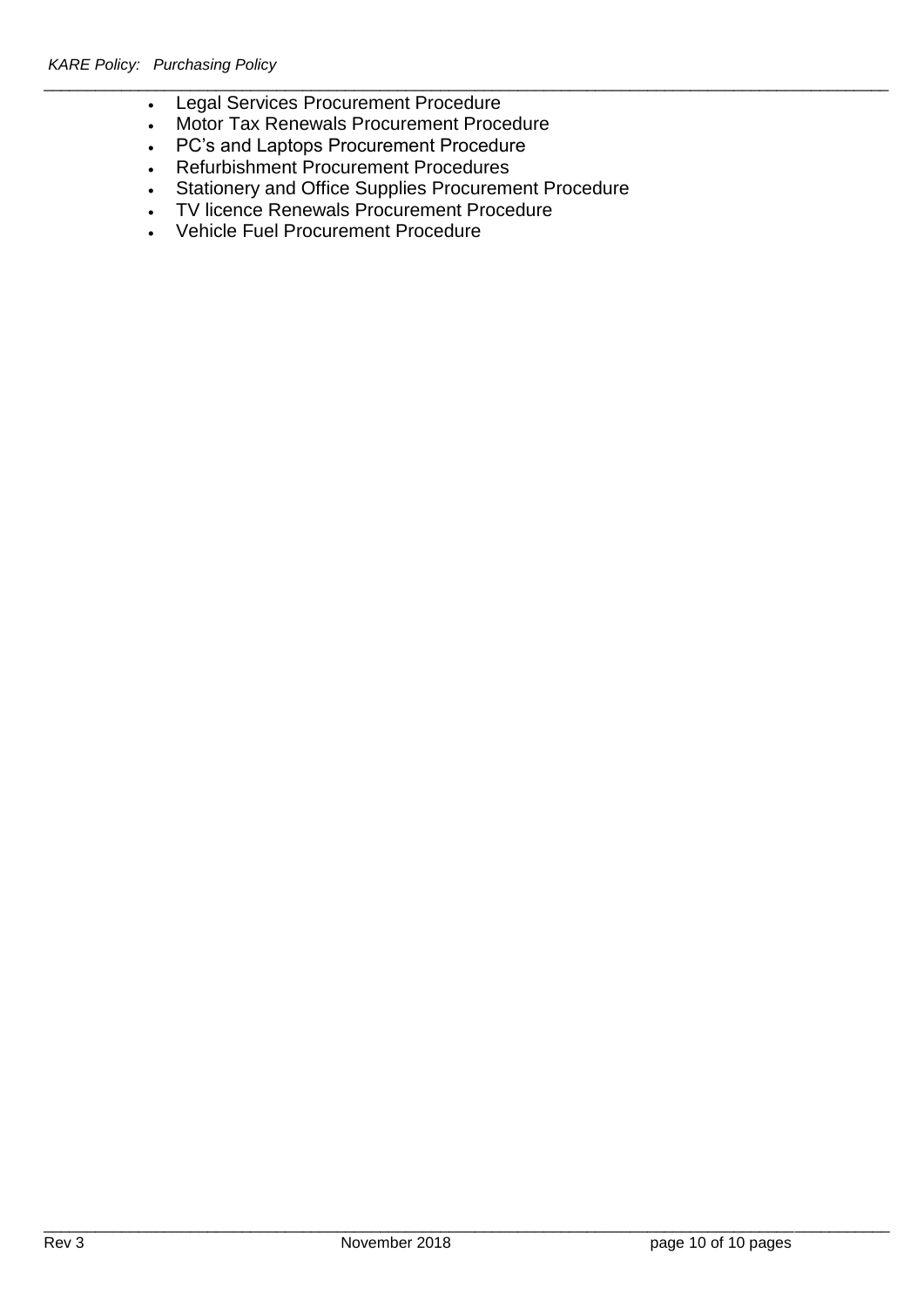- Legal Services Procurement Procedure
- Motor Tax Renewals Procurement Procedure
- PC's and Laptops Procurement Procedure
- Refurbishment Procurement Procedures
- Stationery and Office Supplies Procurement Procedure
- TV licence Renewals Procurement Procedure
- Vehicle Fuel Procurement Procedure